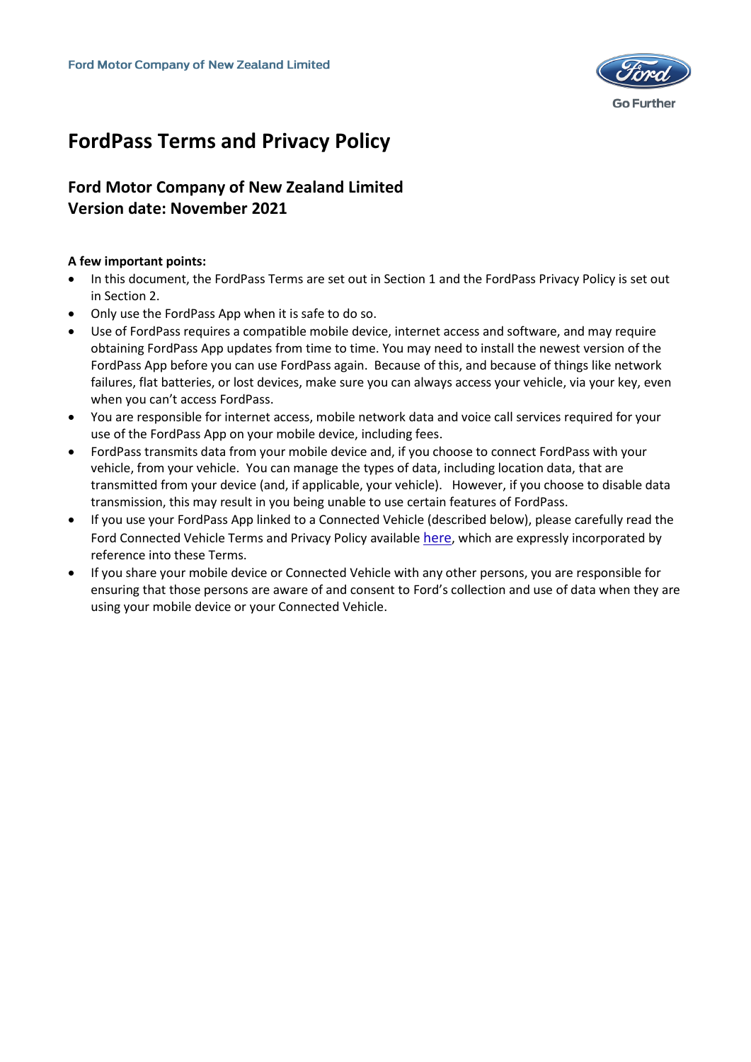Ford Motor Company of New Zealand Limited

# FordPass Terms and Privacy Policy

## Ford Motor Company of New Zealand Limited
## Version date: November 2021

**A few important points:**

- In this document, the FordPass Terms are set out in Section 1 and the FordPass Privacy Policy is set out in Section 2.
- Only use the FordPass App when it is safe to do so.
- Use of FordPass requires a compatible mobile device, internet access and software, and may require obtaining FordPass App updates from time to time. You may need to install the newest version of the FordPass App before you can use FordPass again. Because of this, and because of things like network failures, flat batteries, or lost devices, make sure you can always access your vehicle, via your key, even when you can't access FordPass.
- You are responsible for internet access, mobile network data and voice call services required for your use of the FordPass App on your mobile device, including fees.
- FordPass transmits data from your mobile device and, if you choose to connect FordPass with your vehicle, from your vehicle. You can manage the types of data, including location data, that are transmitted from your device (and, if applicable, your vehicle). However, if you choose to disable data transmission, this may result in you being unable to use certain features of FordPass.
- If you use your FordPass App linked to a Connected Vehicle (described below), please carefully read the Ford Connected Vehicle Terms and Privacy Policy available here, which are expressly incorporated by reference into these Terms.
- If you share your mobile device or Connected Vehicle with any other persons, you are responsible for ensuring that those persons are aware of and consent to Ford's collection and use of data when they are using your mobile device or your Connected Vehicle.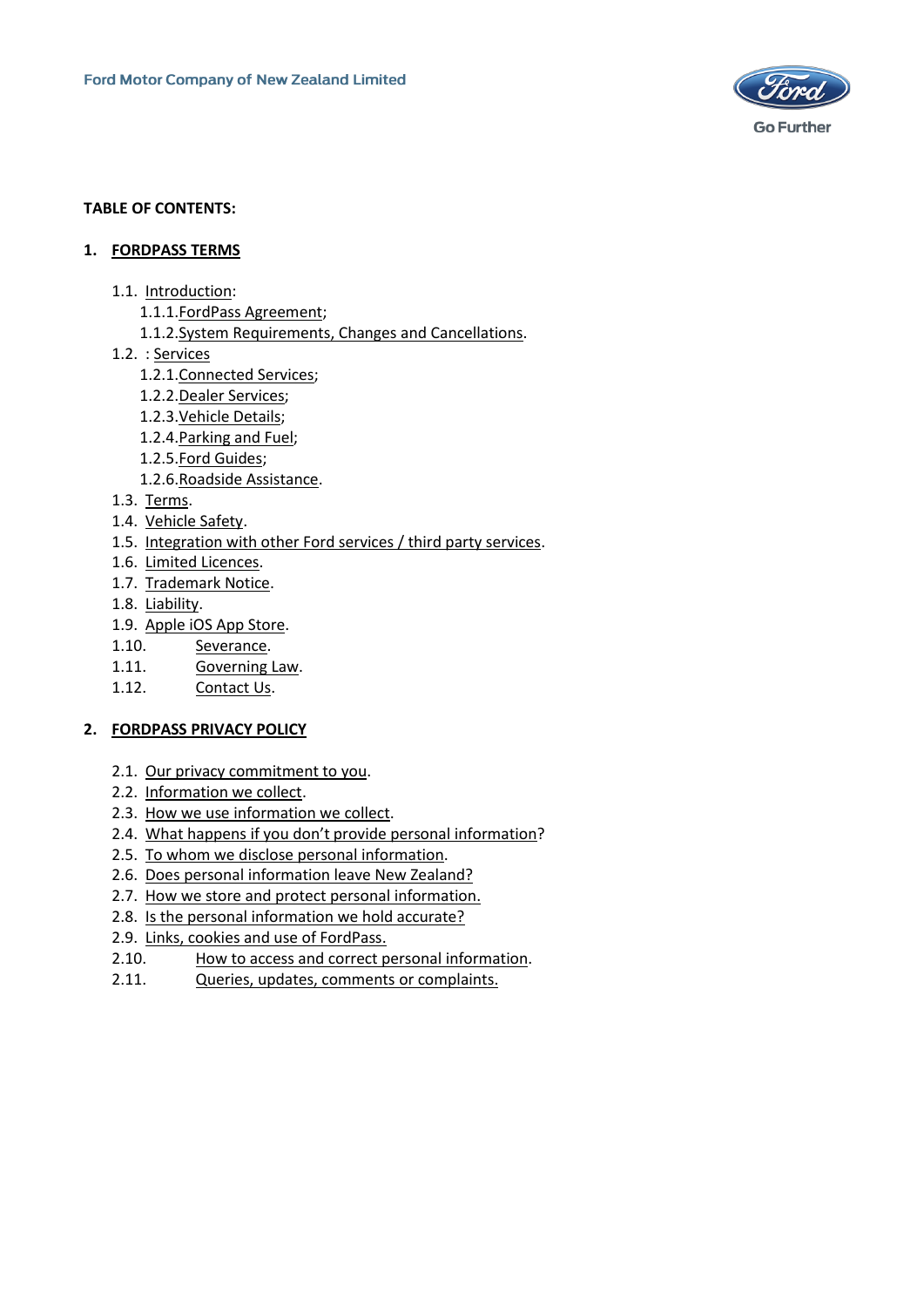Ford Motor Company of New Zealand Limited

**TABLE OF CONTENTS:**

1. **FORDPASS TERMS**
   - 1.1. Introduction:
     - 1.1.1. FordPass Agreement;
     - 1.1.2. System Requirements, Changes and Cancellations.
   - 1.2. : Services
     - 1.2.1. Connected Services;
     - 1.2.2. Dealer Services;
     - 1.2.3. Vehicle Details;
     - 1.2.4. Parking and Fuel;
     - 1.2.5. Ford Guides;
     - 1.2.6. Roadside Assistance.
   - 1.3. Terms.
   - 1.4. Vehicle Safety.
   - 1.5. Integration with other Ford services / third party services.
   - 1.6. Limited Licences.
   - 1.7. Trademark Notice.
   - 1.8. Liability.
   - 1.9. Apple iOS App Store.
   - 1.10. Severance.
   - 1.11. Governing Law.
   - 1.12. Contact Us.

2. **FORDPASS PRIVACY POLICY**
   - 2.1. Our privacy commitment to you.
   - 2.2. Information we collect.
   - 2.3. How we use information we collect.
   - 2.4. What happens if you don't provide personal information?
   - 2.5. To whom we disclose personal information.
   - 2.6. Does personal information leave New Zealand?
   - 2.7. How we store and protect personal information.
   - 2.8. Is the personal information we hold accurate?
   - 2.9. Links, cookies and use of FordPass.
   - 2.10. How to access and correct personal information.
   - 2.11. Queries, updates, comments or complaints.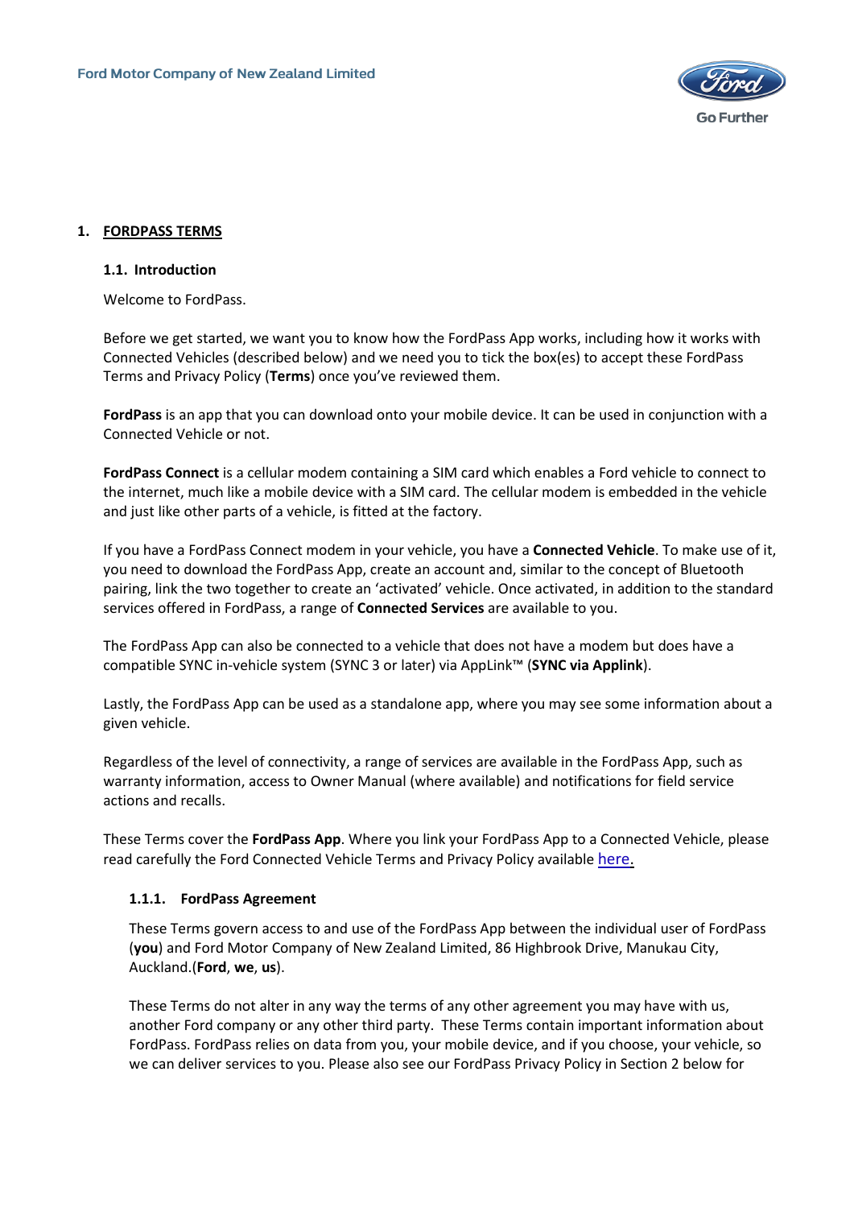Ford Motor Company of New Zealand Limited

# 1. FORDPASS TERMS

## 1.1. Introduction

Welcome to FordPass.

Before we get started, we want you to know how the FordPass App works, including how it works with Connected Vehicles (described below) and we need you to tick the box(es) to accept these FordPass Terms and Privacy Policy (**Terms**) once you've reviewed them.

**FordPass** is an app that you can download onto your mobile device. It can be used in conjunction with a Connected Vehicle or not.

**FordPass Connect** is a cellular modem containing a SIM card which enables a Ford vehicle to connect to the internet, much like a mobile device with a SIM card. The cellular modem is embedded in the vehicle and just like other parts of a vehicle, is fitted at the factory.

If you have a FordPass Connect modem in your vehicle, you have a **Connected Vehicle**. To make use of it, you need to download the FordPass App, create an account and, similar to the concept of Bluetooth pairing, link the two together to create an 'activated' vehicle. Once activated, in addition to the standard services offered in FordPass, a range of **Connected Services** are available to you.

The FordPass App can also be connected to a vehicle that does not have a modem but does have a compatible SYNC in-vehicle system (SYNC 3 or later) via AppLink™ (**SYNC via Applink**).

Lastly, the FordPass App can be used as a standalone app, where you may see some information about a given vehicle.

Regardless of the level of connectivity, a range of services are available in the FordPass App, such as warranty information, access to Owner Manual (where available) and notifications for field service actions and recalls.

These Terms cover the **FordPass App**. Where you link your FordPass App to a Connected Vehicle, please read carefully the Ford Connected Vehicle Terms and Privacy Policy available here.

### 1.1.1. FordPass Agreement

These Terms govern access to and use of the FordPass App between the individual user of FordPass (**you**) and Ford Motor Company of New Zealand Limited, 86 Highbrook Drive, Manukau City, Auckland.(**Ford**, **we**, **us**).

These Terms do not alter in any way the terms of any other agreement you may have with us, another Ford company or any other third party. These Terms contain important information about FordPass. FordPass relies on data from you, your mobile device, and if you choose, your vehicle, so we can deliver services to you. Please also see our FordPass Privacy Policy in Section 2 below for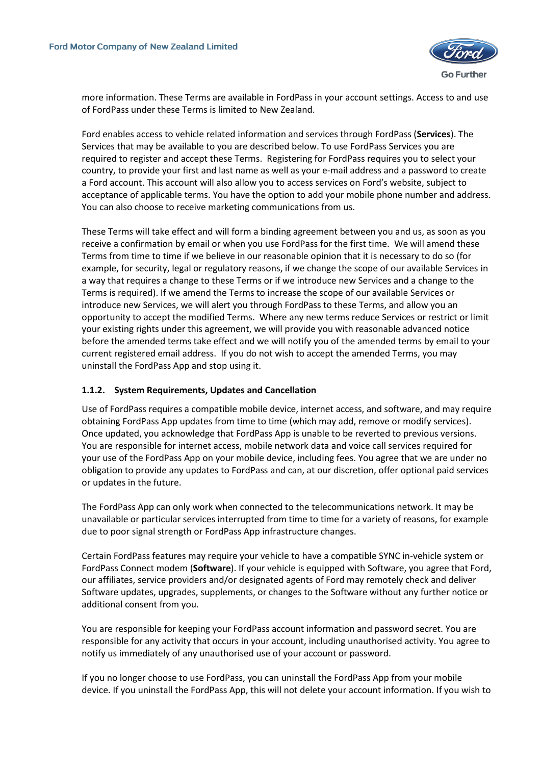more information. These Terms are available in FordPass in your account settings. Access to and use of FordPass under these Terms is limited to New Zealand.

Ford enables access to vehicle related information and services through FordPass (**Services**). The Services that may be available to you are described below. To use FordPass Services you are required to register and accept these Terms. Registering for FordPass requires you to select your country, to provide your first and last name as well as your e-mail address and a password to create a Ford account. This account will also allow you to access services on Ford's website, subject to acceptance of applicable terms. You have the option to add your mobile phone number and address. You can also choose to receive marketing communications from us.

These Terms will take effect and will form a binding agreement between you and us, as soon as you receive a confirmation by email or when you use FordPass for the first time. We will amend these Terms from time to time if we believe in our reasonable opinion that it is necessary to do so (for example, for security, legal or regulatory reasons, if we change the scope of our available Services in a way that requires a change to these Terms or if we introduce new Services and a change to the Terms is required). If we amend the Terms to increase the scope of our available Services or introduce new Services, we will alert you through FordPass to these Terms, and allow you an opportunity to accept the modified Terms. Where any new terms reduce Services or restrict or limit your existing rights under this agreement, we will provide you with reasonable advanced notice before the amended terms take effect and we will notify you of the amended terms by email to your current registered email address. If you do not wish to accept the amended Terms, you may uninstall the FordPass App and stop using it.

### 1.1.2. System Requirements, Updates and Cancellation

Use of FordPass requires a compatible mobile device, internet access, and software, and may require obtaining FordPass App updates from time to time (which may add, remove or modify services). Once updated, you acknowledge that FordPass App is unable to be reverted to previous versions. You are responsible for internet access, mobile network data and voice call services required for your use of the FordPass App on your mobile device, including fees. You agree that we are under no obligation to provide any updates to FordPass and can, at our discretion, offer optional paid services or updates in the future.

The FordPass App can only work when connected to the telecommunications network. It may be unavailable or particular services interrupted from time to time for a variety of reasons, for example due to poor signal strength or FordPass App infrastructure changes.

Certain FordPass features may require your vehicle to have a compatible SYNC in-vehicle system or FordPass Connect modem (**Software**). If your vehicle is equipped with Software, you agree that Ford, our affiliates, service providers and/or designated agents of Ford may remotely check and deliver Software updates, upgrades, supplements, or changes to the Software without any further notice or additional consent from you.

You are responsible for keeping your FordPass account information and password secret. You are responsible for any activity that occurs in your account, including unauthorised activity. You agree to notify us immediately of any unauthorised use of your account or password.

If you no longer choose to use FordPass, you can uninstall the FordPass App from your mobile device. If you uninstall the FordPass App, this will not delete your account information. If you wish to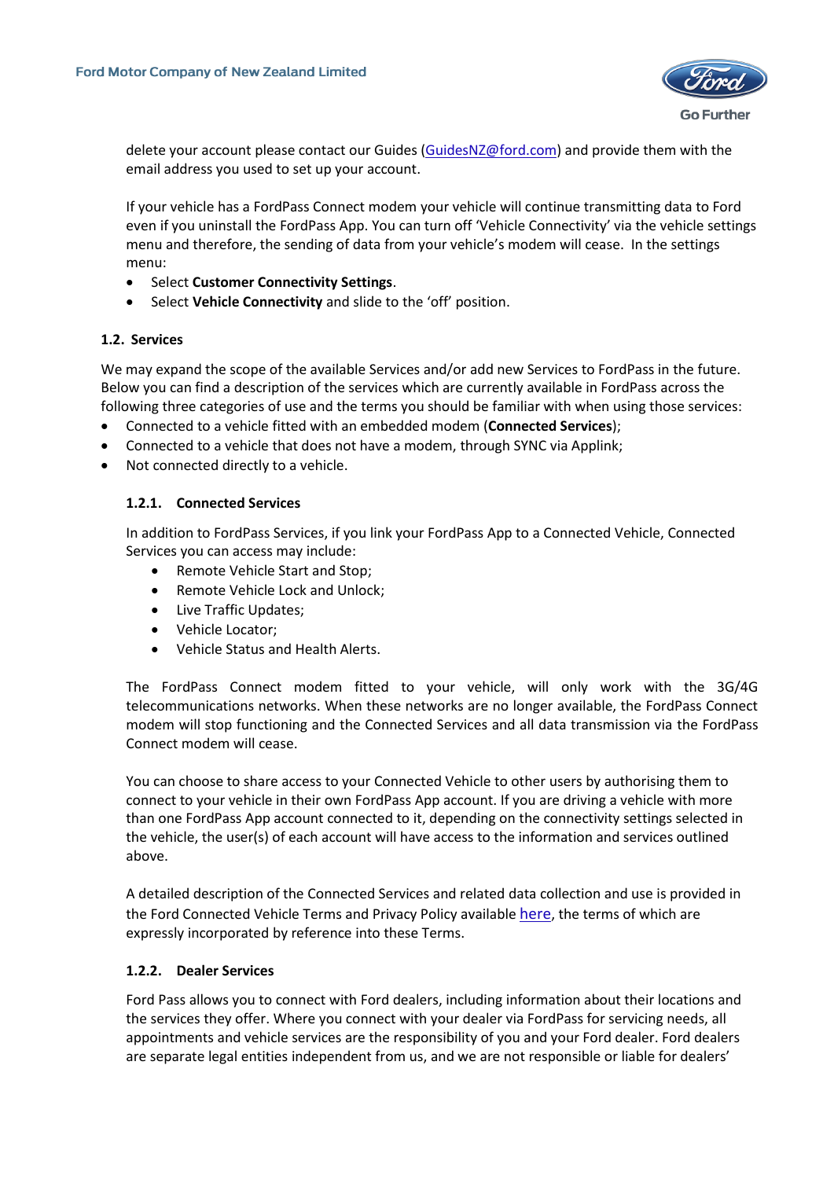delete your account please contact our Guides (GuidesNZ@ford.com) and provide them with the email address you used to set up your account.

If your vehicle has a FordPass Connect modem your vehicle will continue transmitting data to Ford even if you uninstall the FordPass App. You can turn off 'Vehicle Connectivity' via the vehicle settings menu and therefore, the sending of data from your vehicle's modem will cease. In the settings menu:

- Select **Customer Connectivity Settings**.
- Select **Vehicle Connectivity** and slide to the 'off' position.

### 1.2. Services

We may expand the scope of the available Services and/or add new Services to FordPass in the future. Below you can find a description of the services which are currently available in FordPass across the following three categories of use and the terms you should be familiar with when using those services:

- Connected to a vehicle fitted with an embedded modem (**Connected Services**);
- Connected to a vehicle that does not have a modem, through SYNC via Applink;
- Not connected directly to a vehicle.

#### 1.2.1. Connected Services

In addition to FordPass Services, if you link your FordPass App to a Connected Vehicle, Connected Services you can access may include:

- Remote Vehicle Start and Stop;
- Remote Vehicle Lock and Unlock;
- Live Traffic Updates;
- Vehicle Locator;
- Vehicle Status and Health Alerts.

The FordPass Connect modem fitted to your vehicle, will only work with the 3G/4G telecommunications networks. When these networks are no longer available, the FordPass Connect modem will stop functioning and the Connected Services and all data transmission via the FordPass Connect modem will cease.

You can choose to share access to your Connected Vehicle to other users by authorising them to connect to your vehicle in their own FordPass App account. If you are driving a vehicle with more than one FordPass App account connected to it, depending on the connectivity settings selected in the vehicle, the user(s) of each account will have access to the information and services outlined above.

A detailed description of the Connected Services and related data collection and use is provided in the Ford Connected Vehicle Terms and Privacy Policy available here, the terms of which are expressly incorporated by reference into these Terms.

#### 1.2.2. Dealer Services

Ford Pass allows you to connect with Ford dealers, including information about their locations and the services they offer. Where you connect with your dealer via FordPass for servicing needs, all appointments and vehicle services are the responsibility of you and your Ford dealer. Ford dealers are separate legal entities independent from us, and we are not responsible or liable for dealers'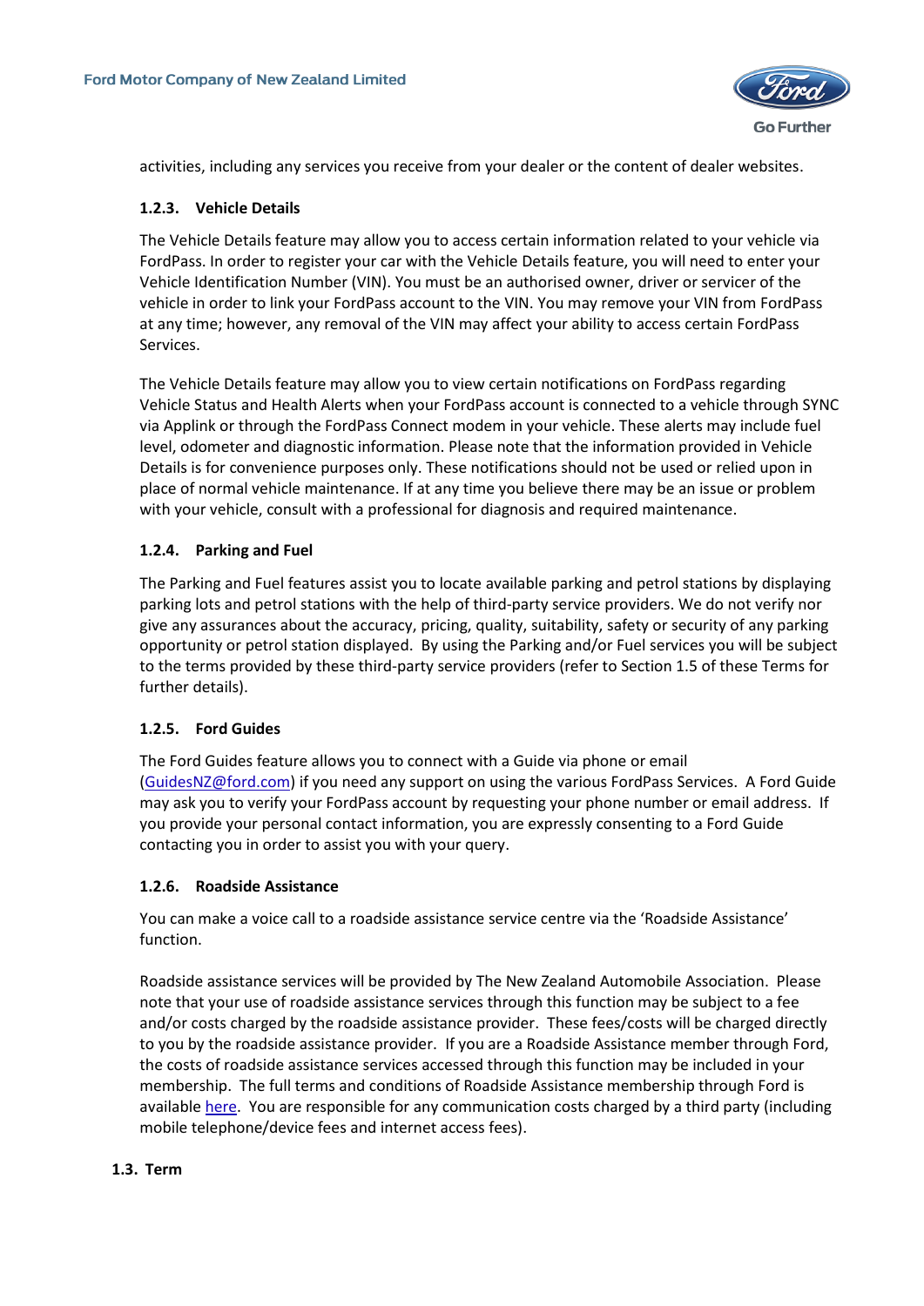activities, including any services you receive from your dealer or the content of dealer websites.

#### 1.2.3. Vehicle Details

The Vehicle Details feature may allow you to access certain information related to your vehicle via FordPass. In order to register your car with the Vehicle Details feature, you will need to enter your Vehicle Identification Number (VIN). You must be an authorised owner, driver or servicer of the vehicle in order to link your FordPass account to the VIN. You may remove your VIN from FordPass at any time; however, any removal of the VIN may affect your ability to access certain FordPass Services.

The Vehicle Details feature may allow you to view certain notifications on FordPass regarding Vehicle Status and Health Alerts when your FordPass account is connected to a vehicle through SYNC via Applink or through the FordPass Connect modem in your vehicle. These alerts may include fuel level, odometer and diagnostic information. Please note that the information provided in Vehicle Details is for convenience purposes only. These notifications should not be used or relied upon in place of normal vehicle maintenance. If at any time you believe there may be an issue or problem with your vehicle, consult with a professional for diagnosis and required maintenance.

#### 1.2.4. Parking and Fuel

The Parking and Fuel features assist you to locate available parking and petrol stations by displaying parking lots and petrol stations with the help of third-party service providers. We do not verify nor give any assurances about the accuracy, pricing, quality, suitability, safety or security of any parking opportunity or petrol station displayed. By using the Parking and/or Fuel services you will be subject to the terms provided by these third-party service providers (refer to Section 1.5 of these Terms for further details).

#### 1.2.5. Ford Guides

The Ford Guides feature allows you to connect with a Guide via phone or email (GuidesNZ@ford.com) if you need any support on using the various FordPass Services. A Ford Guide may ask you to verify your FordPass account by requesting your phone number or email address. If you provide your personal contact information, you are expressly consenting to a Ford Guide contacting you in order to assist you with your query.

#### 1.2.6. Roadside Assistance

You can make a voice call to a roadside assistance service centre via the 'Roadside Assistance' function.

Roadside assistance services will be provided by The New Zealand Automobile Association. Please note that your use of roadside assistance services through this function may be subject to a fee and/or costs charged by the roadside assistance provider. These fees/costs will be charged directly to you by the roadside assistance provider. If you are a Roadside Assistance member through Ford, the costs of roadside assistance services accessed through this function may be included in your membership. The full terms and conditions of Roadside Assistance membership through Ford is available here. You are responsible for any communication costs charged by a third party (including mobile telephone/device fees and internet access fees).

### 1.3. Term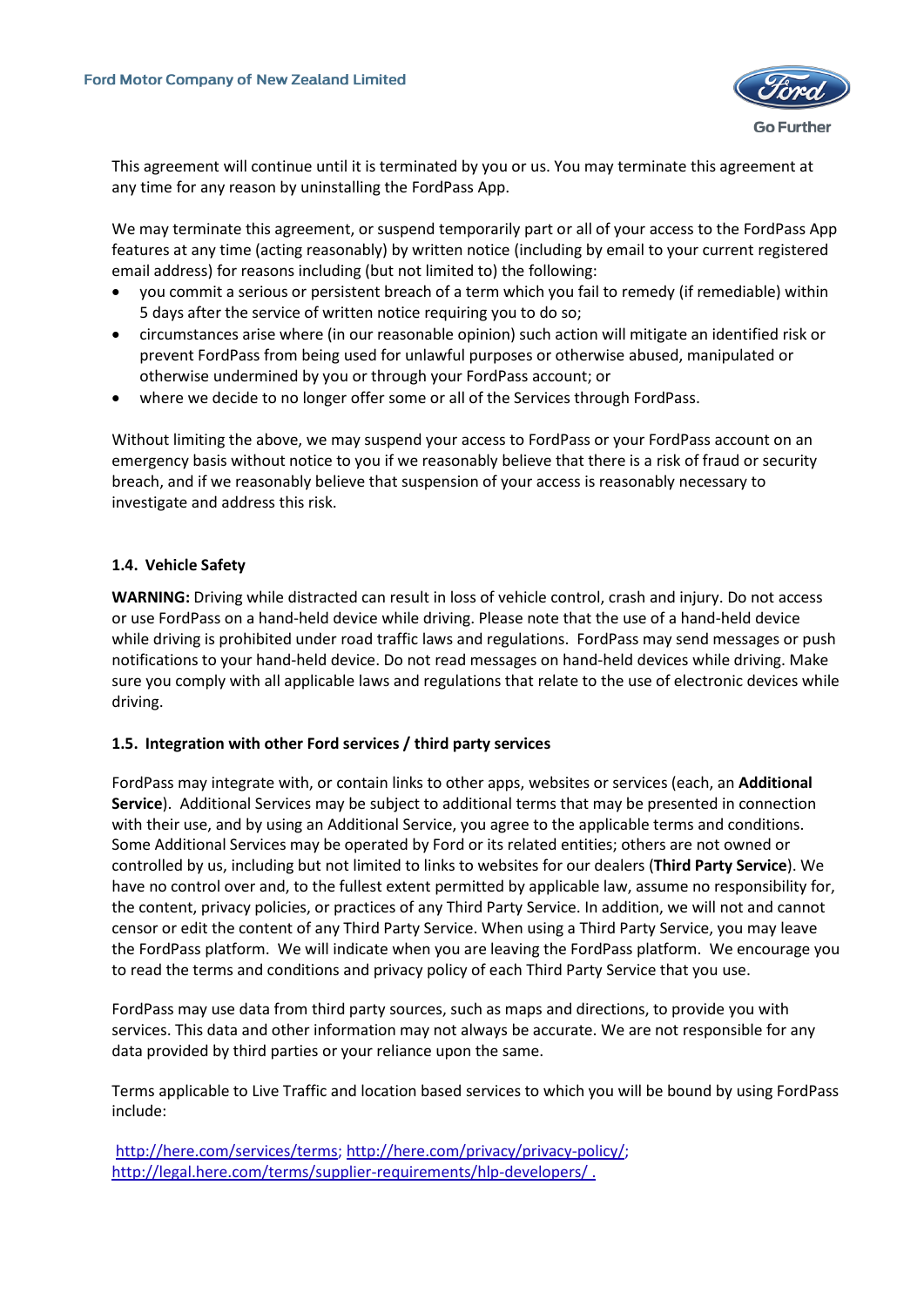This agreement will continue until it is terminated by you or us. You may terminate this agreement at any time for any reason by uninstalling the FordPass App.

We may terminate this agreement, or suspend temporarily part or all of your access to the FordPass App features at any time (acting reasonably) by written notice (including by email to your current registered email address) for reasons including (but not limited to) the following:

- you commit a serious or persistent breach of a term which you fail to remedy (if remediable) within 5 days after the service of written notice requiring you to do so;
- circumstances arise where (in our reasonable opinion) such action will mitigate an identified risk or prevent FordPass from being used for unlawful purposes or otherwise abused, manipulated or otherwise undermined by you or through your FordPass account; or
- where we decide to no longer offer some or all of the Services through FordPass.

Without limiting the above, we may suspend your access to FordPass or your FordPass account on an emergency basis without notice to you if we reasonably believe that there is a risk of fraud or security breach, and if we reasonably believe that suspension of your access is reasonably necessary to investigate and address this risk.

### 1.4. Vehicle Safety

**WARNING:** Driving while distracted can result in loss of vehicle control, crash and injury. Do not access or use FordPass on a hand-held device while driving. Please note that the use of a hand-held device while driving is prohibited under road traffic laws and regulations. FordPass may send messages or push notifications to your hand-held device. Do not read messages on hand-held devices while driving. Make sure you comply with all applicable laws and regulations that relate to the use of electronic devices while driving.

### 1.5. Integration with other Ford services / third party services

FordPass may integrate with, or contain links to other apps, websites or services (each, an **Additional Service**). Additional Services may be subject to additional terms that may be presented in connection with their use, and by using an Additional Service, you agree to the applicable terms and conditions. Some Additional Services may be operated by Ford or its related entities; others are not owned or controlled by us, including but not limited to links to websites for our dealers (**Third Party Service**). We have no control over and, to the fullest extent permitted by applicable law, assume no responsibility for, the content, privacy policies, or practices of any Third Party Service. In addition, we will not and cannot censor or edit the content of any Third Party Service. When using a Third Party Service, you may leave the FordPass platform. We will indicate when you are leaving the FordPass platform. We encourage you to read the terms and conditions and privacy policy of each Third Party Service that you use.

FordPass may use data from third party sources, such as maps and directions, to provide you with services. This data and other information may not always be accurate. We are not responsible for any data provided by third parties or your reliance upon the same.

Terms applicable to Live Traffic and location based services to which you will be bound by using FordPass include:

http://here.com/services/terms; http://here.com/privacy/privacy-policy/; http://legal.here.com/terms/supplier-requirements/hlp-developers/ .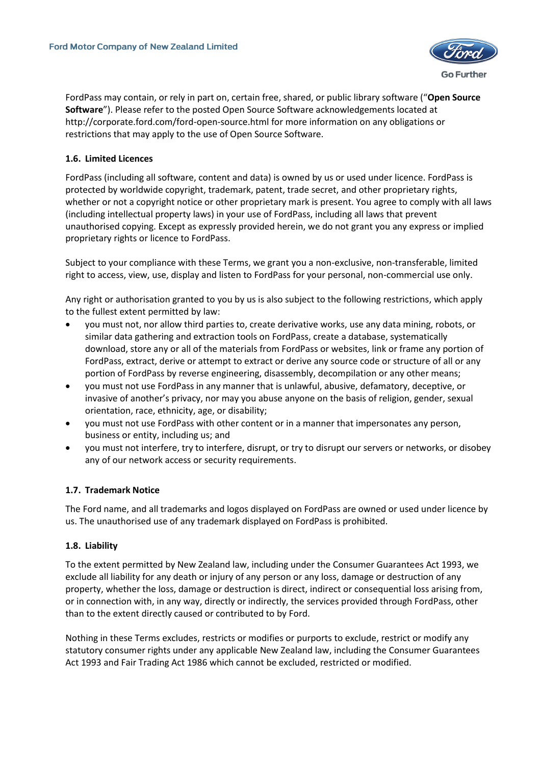FordPass may contain, or rely in part on, certain free, shared, or public library software ("**Open Source Software**"). Please refer to the posted Open Source Software acknowledgements located at http://corporate.ford.com/ford-open-source.html for more information on any obligations or restrictions that may apply to the use of Open Source Software.

### 1.6. Limited Licences

FordPass (including all software, content and data) is owned by us or used under licence. FordPass is protected by worldwide copyright, trademark, patent, trade secret, and other proprietary rights, whether or not a copyright notice or other proprietary mark is present. You agree to comply with all laws (including intellectual property laws) in your use of FordPass, including all laws that prevent unauthorised copying. Except as expressly provided herein, we do not grant you any express or implied proprietary rights or licence to FordPass.

Subject to your compliance with these Terms, we grant you a non-exclusive, non-transferable, limited right to access, view, use, display and listen to FordPass for your personal, non-commercial use only.

Any right or authorisation granted to you by us is also subject to the following restrictions, which apply to the fullest extent permitted by law:

- you must not, nor allow third parties to, create derivative works, use any data mining, robots, or similar data gathering and extraction tools on FordPass, create a database, systematically download, store any or all of the materials from FordPass or websites, link or frame any portion of FordPass, extract, derive or attempt to extract or derive any source code or structure of all or any portion of FordPass by reverse engineering, disassembly, decompilation or any other means;
- you must not use FordPass in any manner that is unlawful, abusive, defamatory, deceptive, or invasive of another's privacy, nor may you abuse anyone on the basis of religion, gender, sexual orientation, race, ethnicity, age, or disability;
- you must not use FordPass with other content or in a manner that impersonates any person, business or entity, including us; and
- you must not interfere, try to interfere, disrupt, or try to disrupt our servers or networks, or disobey any of our network access or security requirements.

### 1.7. Trademark Notice

The Ford name, and all trademarks and logos displayed on FordPass are owned or used under licence by us. The unauthorised use of any trademark displayed on FordPass is prohibited.

### 1.8. Liability

To the extent permitted by New Zealand law, including under the Consumer Guarantees Act 1993, we exclude all liability for any death or injury of any person or any loss, damage or destruction of any property, whether the loss, damage or destruction is direct, indirect or consequential loss arising from, or in connection with, in any way, directly or indirectly, the services provided through FordPass, other than to the extent directly caused or contributed to by Ford.

Nothing in these Terms excludes, restricts or modifies or purports to exclude, restrict or modify any statutory consumer rights under any applicable New Zealand law, including the Consumer Guarantees Act 1993 and Fair Trading Act 1986 which cannot be excluded, restricted or modified.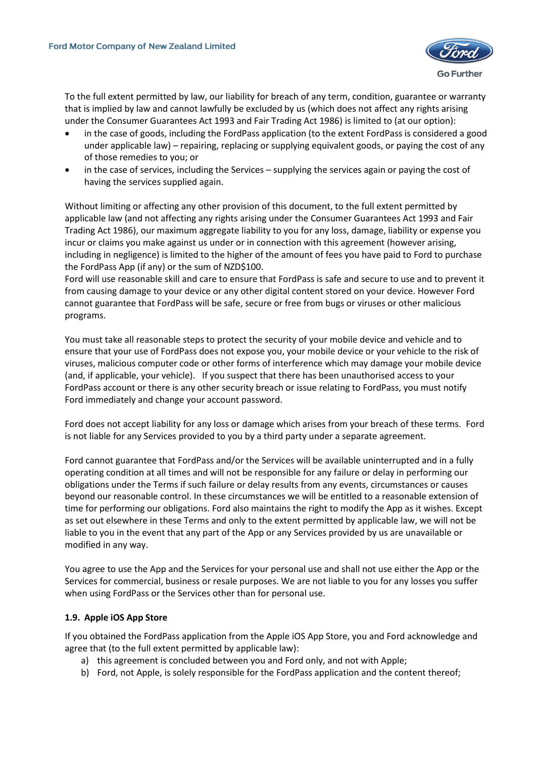To the full extent permitted by law, our liability for breach of any term, condition, guarantee or warranty that is implied by law and cannot lawfully be excluded by us (which does not affect any rights arising under the Consumer Guarantees Act 1993 and Fair Trading Act 1986) is limited to (at our option):

- in the case of goods, including the FordPass application (to the extent FordPass is considered a good under applicable law) – repairing, replacing or supplying equivalent goods, or paying the cost of any of those remedies to you; or
- in the case of services, including the Services – supplying the services again or paying the cost of having the services supplied again.

Without limiting or affecting any other provision of this document, to the full extent permitted by applicable law (and not affecting any rights arising under the Consumer Guarantees Act 1993 and Fair Trading Act 1986), our maximum aggregate liability to you for any loss, damage, liability or expense you incur or claims you make against us under or in connection with this agreement (however arising, including in negligence) is limited to the higher of the amount of fees you have paid to Ford to purchase the FordPass App (if any) or the sum of NZD$100.

Ford will use reasonable skill and care to ensure that FordPass is safe and secure to use and to prevent it from causing damage to your device or any other digital content stored on your device. However Ford cannot guarantee that FordPass will be safe, secure or free from bugs or viruses or other malicious programs.

You must take all reasonable steps to protect the security of your mobile device and vehicle and to ensure that your use of FordPass does not expose you, your mobile device or your vehicle to the risk of viruses, malicious computer code or other forms of interference which may damage your mobile device (and, if applicable, your vehicle). If you suspect that there has been unauthorised access to your FordPass account or there is any other security breach or issue relating to FordPass, you must notify Ford immediately and change your account password.

Ford does not accept liability for any loss or damage which arises from your breach of these terms. Ford is not liable for any Services provided to you by a third party under a separate agreement.

Ford cannot guarantee that FordPass and/or the Services will be available uninterrupted and in a fully operating condition at all times and will not be responsible for any failure or delay in performing our obligations under the Terms if such failure or delay results from any events, circumstances or causes beyond our reasonable control. In these circumstances we will be entitled to a reasonable extension of time for performing our obligations. Ford also maintains the right to modify the App as it wishes. Except as set out elsewhere in these Terms and only to the extent permitted by applicable law, we will not be liable to you in the event that any part of the App or any Services provided by us are unavailable or modified in any way.

You agree to use the App and the Services for your personal use and shall not use either the App or the Services for commercial, business or resale purposes. We are not liable to you for any losses you suffer when using FordPass or the Services other than for personal use.

### 1.9. Apple iOS App Store

If you obtained the FordPass application from the Apple iOS App Store, you and Ford acknowledge and agree that (to the full extent permitted by applicable law):

a) this agreement is concluded between you and Ford only, and not with Apple;
b) Ford, not Apple, is solely responsible for the FordPass application and the content thereof;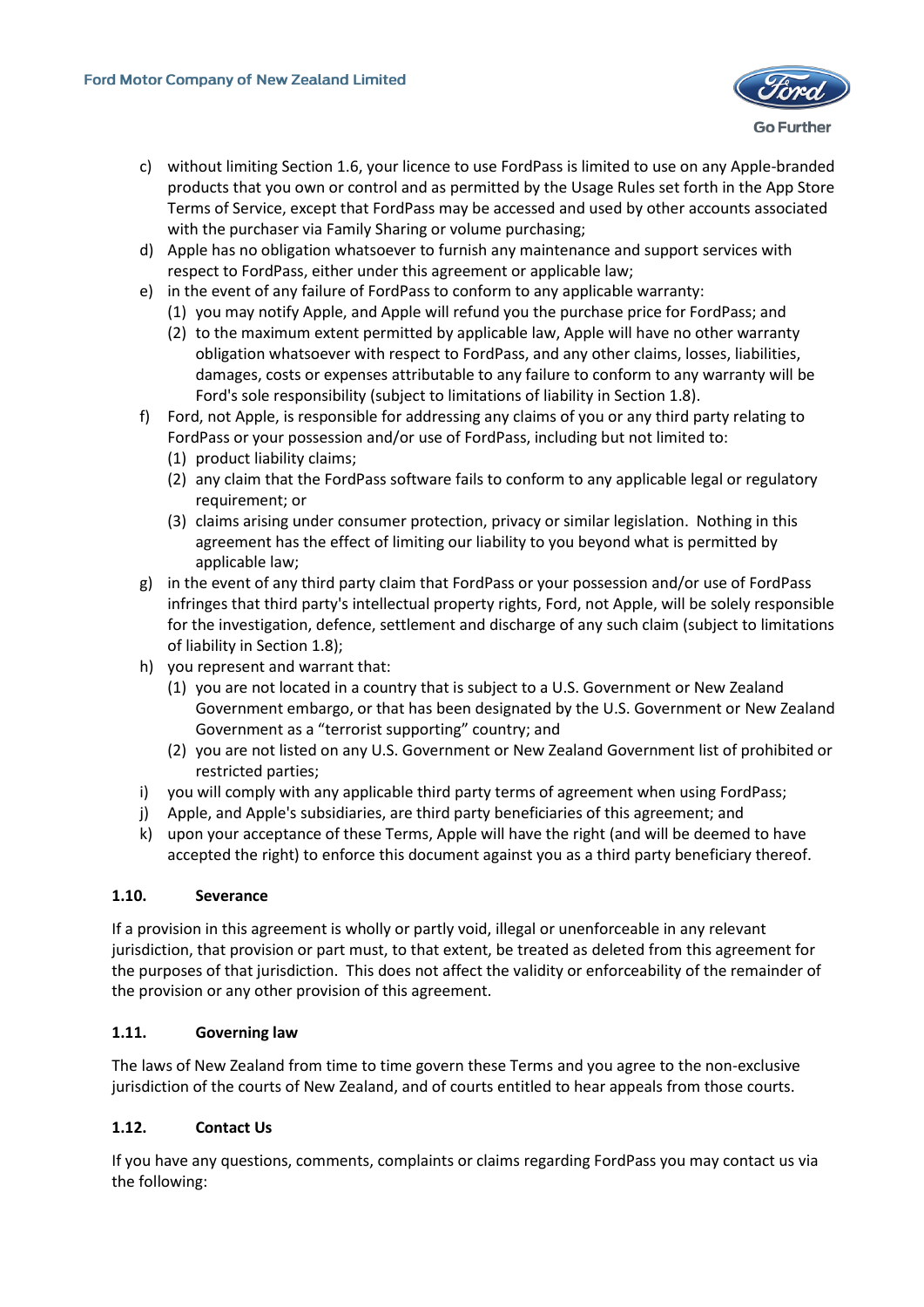c) without limiting Section 1.6, your licence to use FordPass is limited to use on any Apple-branded products that you own or control and as permitted by the Usage Rules set forth in the App Store Terms of Service, except that FordPass may be accessed and used by other accounts associated with the purchaser via Family Sharing or volume purchasing;

d) Apple has no obligation whatsoever to furnish any maintenance and support services with respect to FordPass, either under this agreement or applicable law;

e) in the event of any failure of FordPass to conform to any applicable warranty:
   (1) you may notify Apple, and Apple will refund you the purchase price for FordPass; and
   (2) to the maximum extent permitted by applicable law, Apple will have no other warranty obligation whatsoever with respect to FordPass, and any other claims, losses, liabilities, damages, costs or expenses attributable to any failure to conform to any warranty will be Ford's sole responsibility (subject to limitations of liability in Section 1.8).

f) Ford, not Apple, is responsible for addressing any claims of you or any third party relating to FordPass or your possession and/or use of FordPass, including but not limited to:
   (1) product liability claims;
   (2) any claim that the FordPass software fails to conform to any applicable legal or regulatory requirement; or
   (3) claims arising under consumer protection, privacy or similar legislation. Nothing in this agreement has the effect of limiting our liability to you beyond what is permitted by applicable law;

g) in the event of any third party claim that FordPass or your possession and/or use of FordPass infringes that third party's intellectual property rights, Ford, not Apple, will be solely responsible for the investigation, defence, settlement and discharge of any such claim (subject to limitations of liability in Section 1.8);

h) you represent and warrant that:
   (1) you are not located in a country that is subject to a U.S. Government or New Zealand Government embargo, or that has been designated by the U.S. Government or New Zealand Government as a "terrorist supporting" country; and
   (2) you are not listed on any U.S. Government or New Zealand Government list of prohibited or restricted parties;

i) you will comply with any applicable third party terms of agreement when using FordPass;

j) Apple, and Apple's subsidiaries, are third party beneficiaries of this agreement; and

k) upon your acceptance of these Terms, Apple will have the right (and will be deemed to have accepted the right) to enforce this document against you as a third party beneficiary thereof.

### 1.10. Severance

If a provision in this agreement is wholly or partly void, illegal or unenforceable in any relevant jurisdiction, that provision or part must, to that extent, be treated as deleted from this agreement for the purposes of that jurisdiction. This does not affect the validity or enforceability of the remainder of the provision or any other provision of this agreement.

### 1.11. Governing law

The laws of New Zealand from time to time govern these Terms and you agree to the non-exclusive jurisdiction of the courts of New Zealand, and of courts entitled to hear appeals from those courts.

### 1.12. Contact Us

If you have any questions, comments, complaints or claims regarding FordPass you may contact us via the following: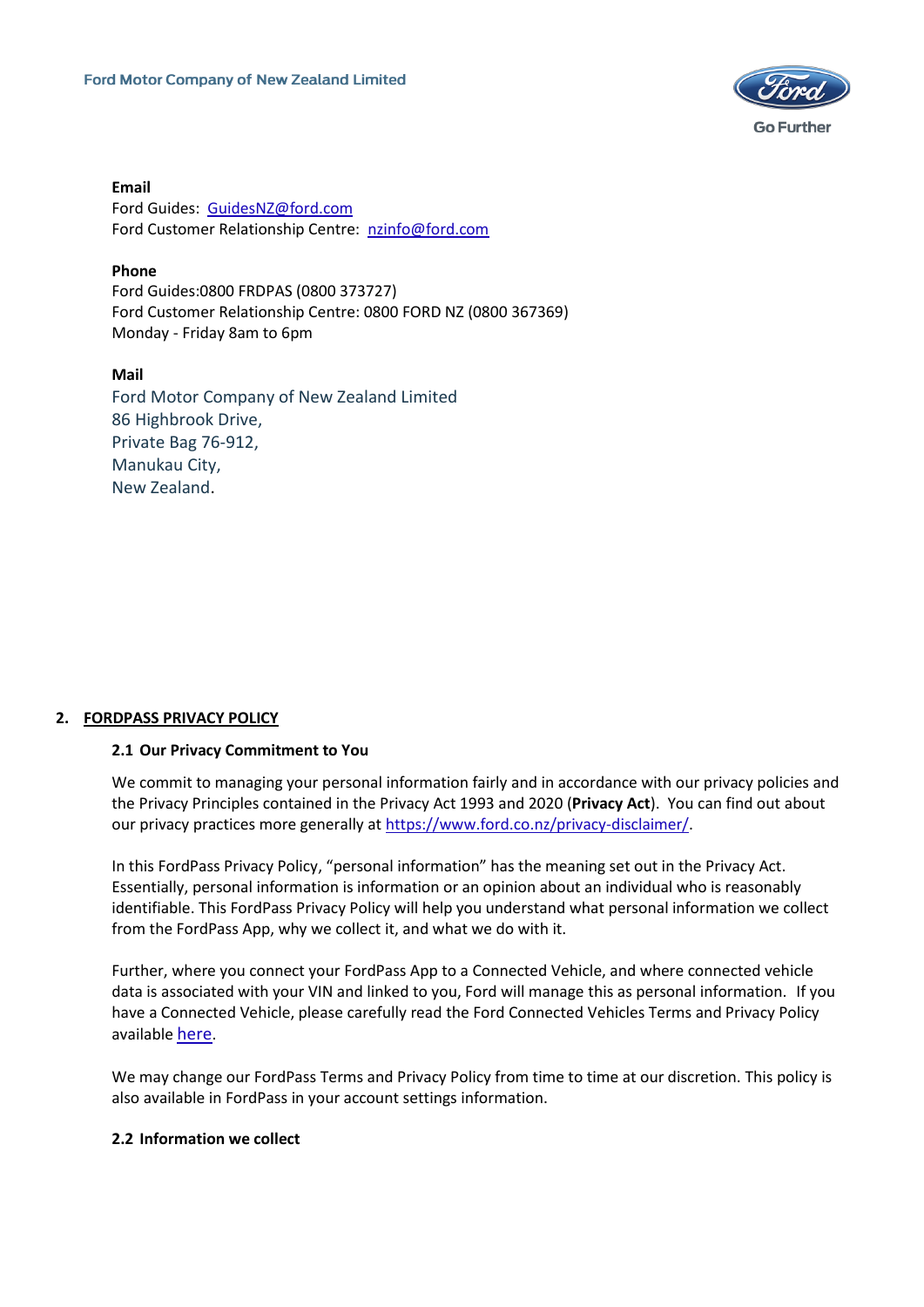**Email**
Ford Guides: GuidesNZ@ford.com
Ford Customer Relationship Centre: nzinfo@ford.com

**Phone**
Ford Guides:0800 FRDPAS (0800 373727)
Ford Customer Relationship Centre: 0800 FORD NZ (0800 367369)
Monday - Friday 8am to 6pm

**Mail**
Ford Motor Company of New Zealand Limited
86 Highbrook Drive,
Private Bag 76-912,
Manukau City,
New Zealand.

## 2. FORDPASS PRIVACY POLICY

### 2.1 Our Privacy Commitment to You

We commit to managing your personal information fairly and in accordance with our privacy policies and the Privacy Principles contained in the Privacy Act 1993 and 2020 (**Privacy Act**). You can find out about our privacy practices more generally at https://www.ford.co.nz/privacy-disclaimer/.

In this FordPass Privacy Policy, "personal information" has the meaning set out in the Privacy Act. Essentially, personal information is information or an opinion about an individual who is reasonably identifiable. This FordPass Privacy Policy will help you understand what personal information we collect from the FordPass App, why we collect it, and what we do with it.

Further, where you connect your FordPass App to a Connected Vehicle, and where connected vehicle data is associated with your VIN and linked to you, Ford will manage this as personal information. If you have a Connected Vehicle, please carefully read the Ford Connected Vehicles Terms and Privacy Policy available here.

We may change our FordPass Terms and Privacy Policy from time to time at our discretion. This policy is also available in FordPass in your account settings information.

### 2.2 Information we collect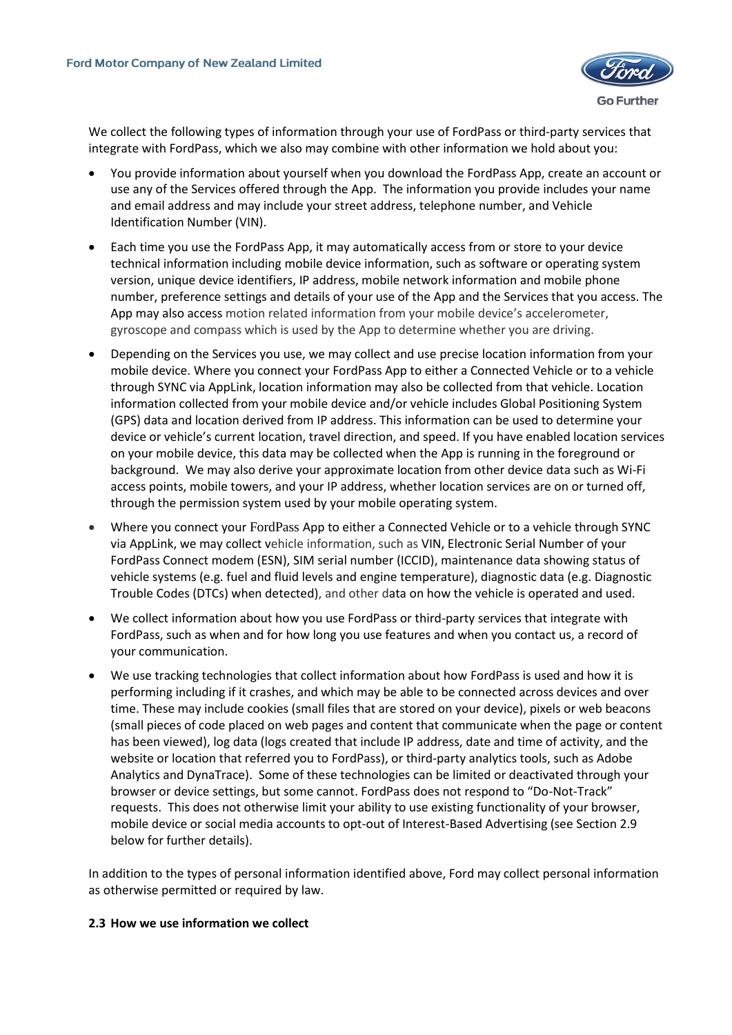We collect the following types of information through your use of FordPass or third-party services that integrate with FordPass, which we also may combine with other information we hold about you:

- You provide information about yourself when you download the FordPass App, create an account or use any of the Services offered through the App. The information you provide includes your name and email address and may include your street address, telephone number, and Vehicle Identification Number (VIN).
- Each time you use the FordPass App, it may automatically access from or store to your device technical information including mobile device information, such as software or operating system version, unique device identifiers, IP address, mobile network information and mobile phone number, preference settings and details of your use of the App and the Services that you access. The App may also access motion related information from your mobile device's accelerometer, gyroscope and compass which is used by the App to determine whether you are driving.
- Depending on the Services you use, we may collect and use precise location information from your mobile device. Where you connect your FordPass App to either a Connected Vehicle or to a vehicle through SYNC via AppLink, location information may also be collected from that vehicle. Location information collected from your mobile device and/or vehicle includes Global Positioning System (GPS) data and location derived from IP address. This information can be used to determine your device or vehicle's current location, travel direction, and speed. If you have enabled location services on your mobile device, this data may be collected when the App is running in the foreground or background. We may also derive your approximate location from other device data such as Wi-Fi access points, mobile towers, and your IP address, whether location services are on or turned off, through the permission system used by your mobile operating system.
- Where you connect your FordPass App to either a Connected Vehicle or to a vehicle through SYNC via AppLink, we may collect vehicle information, such as VIN, Electronic Serial Number of your FordPass Connect modem (ESN), SIM serial number (ICCID), maintenance data showing status of vehicle systems (e.g. fuel and fluid levels and engine temperature), diagnostic data (e.g. Diagnostic Trouble Codes (DTCs) when detected), and other data on how the vehicle is operated and used.
- We collect information about how you use FordPass or third-party services that integrate with FordPass, such as when and for how long you use features and when you contact us, a record of your communication.
- We use tracking technologies that collect information about how FordPass is used and how it is performing including if it crashes, and which may be able to be connected across devices and over time. These may include cookies (small files that are stored on your device), pixels or web beacons (small pieces of code placed on web pages and content that communicate when the page or content has been viewed), log data (logs created that include IP address, date and time of activity, and the website or location that referred you to FordPass), or third-party analytics tools, such as Adobe Analytics and DynaTrace). Some of these technologies can be limited or deactivated through your browser or device settings, but some cannot. FordPass does not respond to "Do-Not-Track" requests. This does not otherwise limit your ability to use existing functionality of your browser, mobile device or social media accounts to opt-out of Interest-Based Advertising (see Section 2.9 below for further details).

In addition to the types of personal information identified above, Ford may collect personal information as otherwise permitted or required by law.

**2.3 How we use information we collect**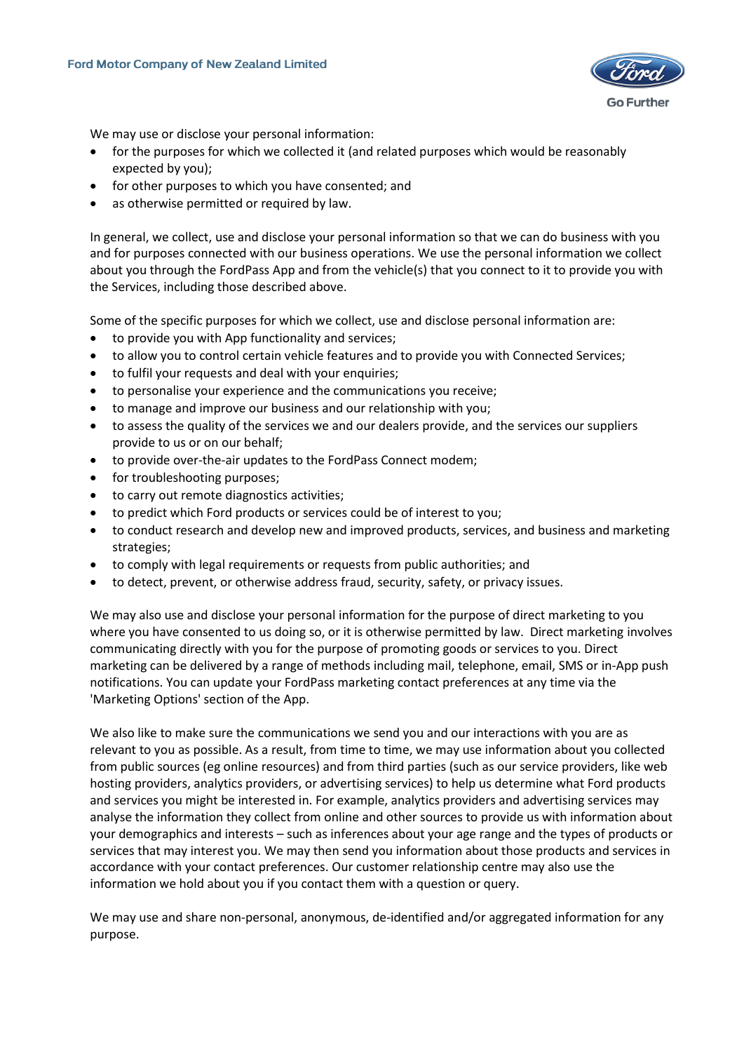We may use or disclose your personal information:

- for the purposes for which we collected it (and related purposes which would be reasonably expected by you);
- for other purposes to which you have consented; and
- as otherwise permitted or required by law.

In general, we collect, use and disclose your personal information so that we can do business with you and for purposes connected with our business operations. We use the personal information we collect about you through the FordPass App and from the vehicle(s) that you connect to it to provide you with the Services, including those described above.

Some of the specific purposes for which we collect, use and disclose personal information are:

- to provide you with App functionality and services;
- to allow you to control certain vehicle features and to provide you with Connected Services;
- to fulfil your requests and deal with your enquiries;
- to personalise your experience and the communications you receive;
- to manage and improve our business and our relationship with you;
- to assess the quality of the services we and our dealers provide, and the services our suppliers provide to us or on our behalf;
- to provide over-the-air updates to the FordPass Connect modem;
- for troubleshooting purposes;
- to carry out remote diagnostics activities;
- to predict which Ford products or services could be of interest to you;
- to conduct research and develop new and improved products, services, and business and marketing strategies;
- to comply with legal requirements or requests from public authorities; and
- to detect, prevent, or otherwise address fraud, security, safety, or privacy issues.

We may also use and disclose your personal information for the purpose of direct marketing to you where you have consented to us doing so, or it is otherwise permitted by law. Direct marketing involves communicating directly with you for the purpose of promoting goods or services to you. Direct marketing can be delivered by a range of methods including mail, telephone, email, SMS or in-App push notifications. You can update your FordPass marketing contact preferences at any time via the 'Marketing Options' section of the App.

We also like to make sure the communications we send you and our interactions with you are as relevant to you as possible. As a result, from time to time, we may use information about you collected from public sources (eg online resources) and from third parties (such as our service providers, like web hosting providers, analytics providers, or advertising services) to help us determine what Ford products and services you might be interested in. For example, analytics providers and advertising services may analyse the information they collect from online and other sources to provide us with information about your demographics and interests – such as inferences about your age range and the types of products or services that may interest you. We may then send you information about those products and services in accordance with your contact preferences. Our customer relationship centre may also use the information we hold about you if you contact them with a question or query.

We may use and share non-personal, anonymous, de-identified and/or aggregated information for any purpose.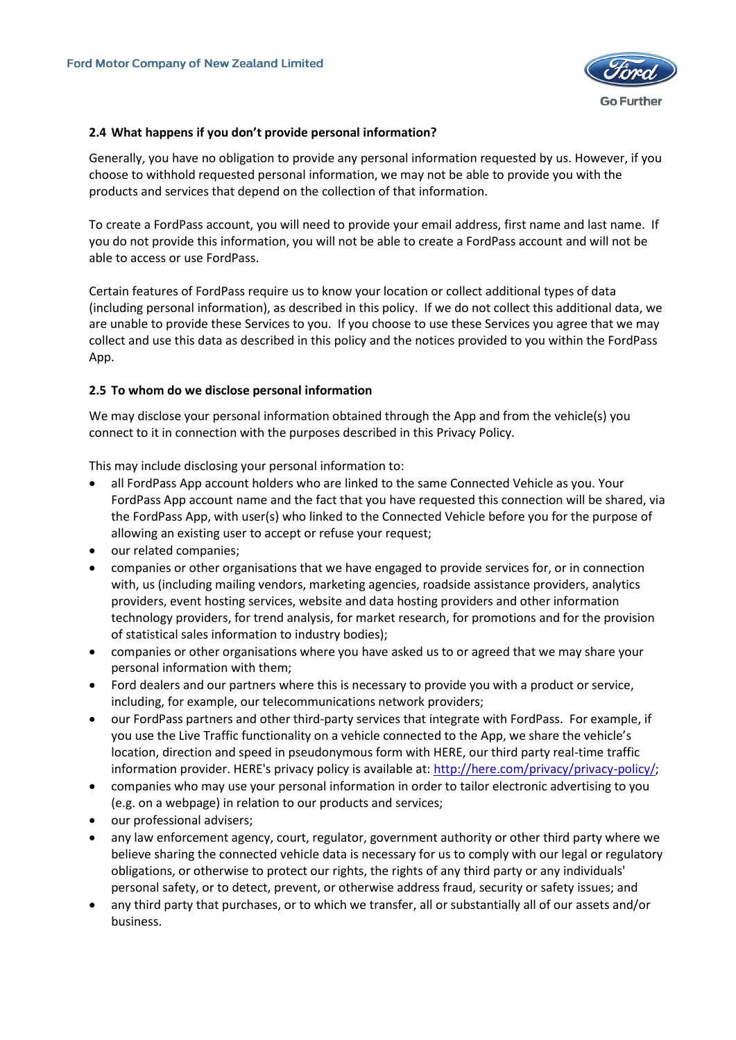### 2.4 What happens if you don't provide personal information?

Generally, you have no obligation to provide any personal information requested by us. However, if you choose to withhold requested personal information, we may not be able to provide you with the products and services that depend on the collection of that information.

To create a FordPass account, you will need to provide your email address, first name and last name. If you do not provide this information, you will not be able to create a FordPass account and will not be able to access or use FordPass.

Certain features of FordPass require us to know your location or collect additional types of data (including personal information), as described in this policy. If we do not collect this additional data, we are unable to provide these Services to you. If you choose to use these Services you agree that we may collect and use this data as described in this policy and the notices provided to you within the FordPass App.

### 2.5 To whom do we disclose personal information

We may disclose your personal information obtained through the App and from the vehicle(s) you connect to it in connection with the purposes described in this Privacy Policy.

This may include disclosing your personal information to:

- all FordPass App account holders who are linked to the same Connected Vehicle as you. Your FordPass App account name and the fact that you have requested this connection will be shared, via the FordPass App, with user(s) who linked to the Connected Vehicle before you for the purpose of allowing an existing user to accept or refuse your request;
- our related companies;
- companies or other organisations that we have engaged to provide services for, or in connection with, us (including mailing vendors, marketing agencies, roadside assistance providers, analytics providers, event hosting services, website and data hosting providers and other information technology providers, for trend analysis, for market research, for promotions and for the provision of statistical sales information to industry bodies);
- companies or other organisations where you have asked us to or agreed that we may share your personal information with them;
- Ford dealers and our partners where this is necessary to provide you with a product or service, including, for example, our telecommunications network providers;
- our FordPass partners and other third-party services that integrate with FordPass. For example, if you use the Live Traffic functionality on a vehicle connected to the App, we share the vehicle's location, direction and speed in pseudonymous form with HERE, our third party real-time traffic information provider. HERE's privacy policy is available at: http://here.com/privacy/privacy-policy/;
- companies who may use your personal information in order to tailor electronic advertising to you (e.g. on a webpage) in relation to our products and services;
- our professional advisers;
- any law enforcement agency, court, regulator, government authority or other third party where we believe sharing the connected vehicle data is necessary for us to comply with our legal or regulatory obligations, or otherwise to protect our rights, the rights of any third party or any individuals' personal safety, or to detect, prevent, or otherwise address fraud, security or safety issues; and
- any third party that purchases, or to which we transfer, all or substantially all of our assets and/or business.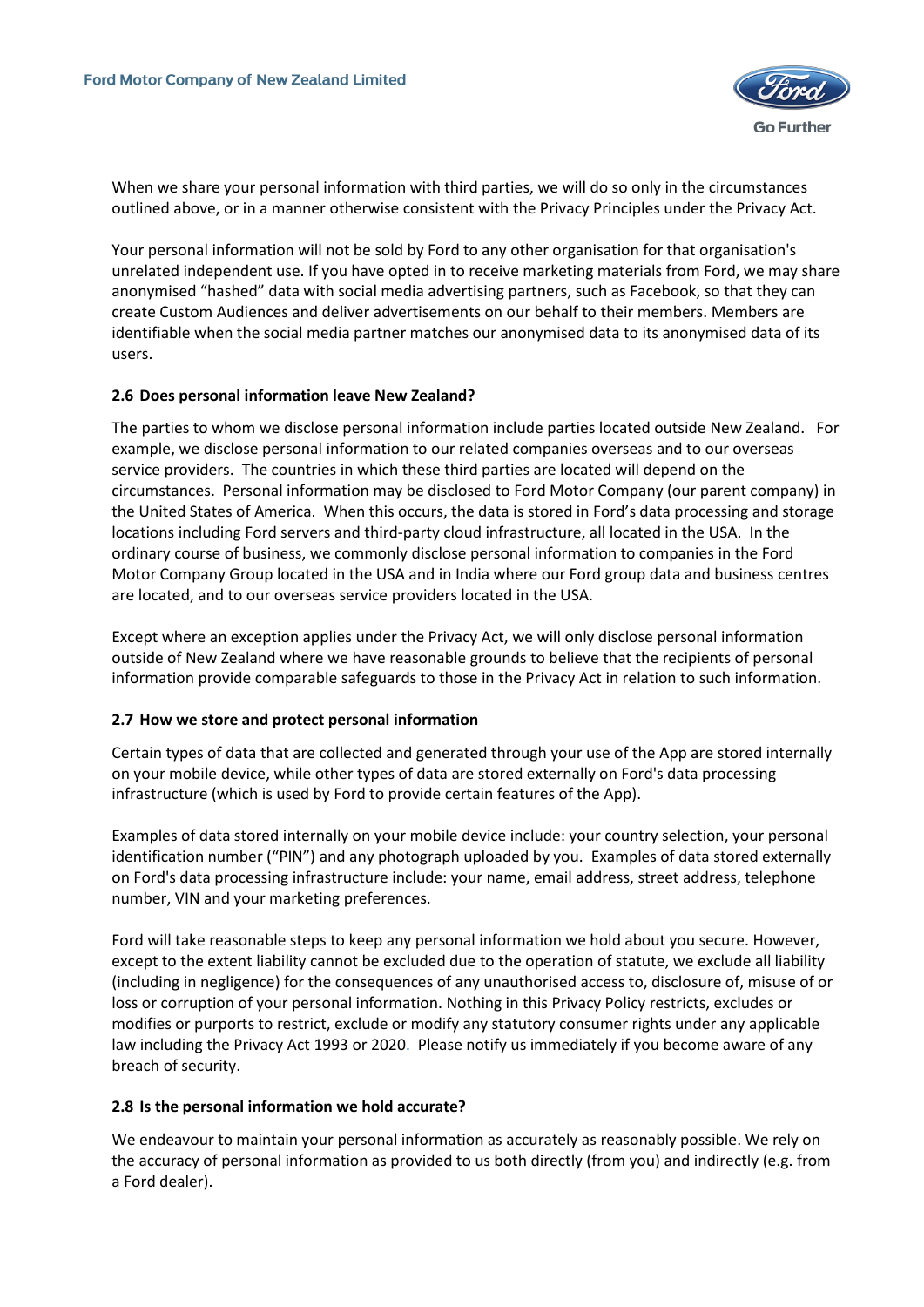When we share your personal information with third parties, we will do so only in the circumstances outlined above, or in a manner otherwise consistent with the Privacy Principles under the Privacy Act.

Your personal information will not be sold by Ford to any other organisation for that organisation's unrelated independent use. If you have opted in to receive marketing materials from Ford, we may share anonymised "hashed" data with social media advertising partners, such as Facebook, so that they can create Custom Audiences and deliver advertisements on our behalf to their members. Members are identifiable when the social media partner matches our anonymised data to its anonymised data of its users.

### 2.6 Does personal information leave New Zealand?

The parties to whom we disclose personal information include parties located outside New Zealand. For example, we disclose personal information to our related companies overseas and to our overseas service providers. The countries in which these third parties are located will depend on the circumstances. Personal information may be disclosed to Ford Motor Company (our parent company) in the United States of America. When this occurs, the data is stored in Ford's data processing and storage locations including Ford servers and third-party cloud infrastructure, all located in the USA. In the ordinary course of business, we commonly disclose personal information to companies in the Ford Motor Company Group located in the USA and in India where our Ford group data and business centres are located, and to our overseas service providers located in the USA.

Except where an exception applies under the Privacy Act, we will only disclose personal information outside of New Zealand where we have reasonable grounds to believe that the recipients of personal information provide comparable safeguards to those in the Privacy Act in relation to such information.

### 2.7 How we store and protect personal information

Certain types of data that are collected and generated through your use of the App are stored internally on your mobile device, while other types of data are stored externally on Ford's data processing infrastructure (which is used by Ford to provide certain features of the App).

Examples of data stored internally on your mobile device include: your country selection, your personal identification number ("PIN") and any photograph uploaded by you. Examples of data stored externally on Ford's data processing infrastructure include: your name, email address, street address, telephone number, VIN and your marketing preferences.

Ford will take reasonable steps to keep any personal information we hold about you secure. However, except to the extent liability cannot be excluded due to the operation of statute, we exclude all liability (including in negligence) for the consequences of any unauthorised access to, disclosure of, misuse of or loss or corruption of your personal information. Nothing in this Privacy Policy restricts, excludes or modifies or purports to restrict, exclude or modify any statutory consumer rights under any applicable law including the Privacy Act 1993 or 2020. Please notify us immediately if you become aware of any breach of security.

### 2.8 Is the personal information we hold accurate?

We endeavour to maintain your personal information as accurately as reasonably possible. We rely on the accuracy of personal information as provided to us both directly (from you) and indirectly (e.g. from a Ford dealer).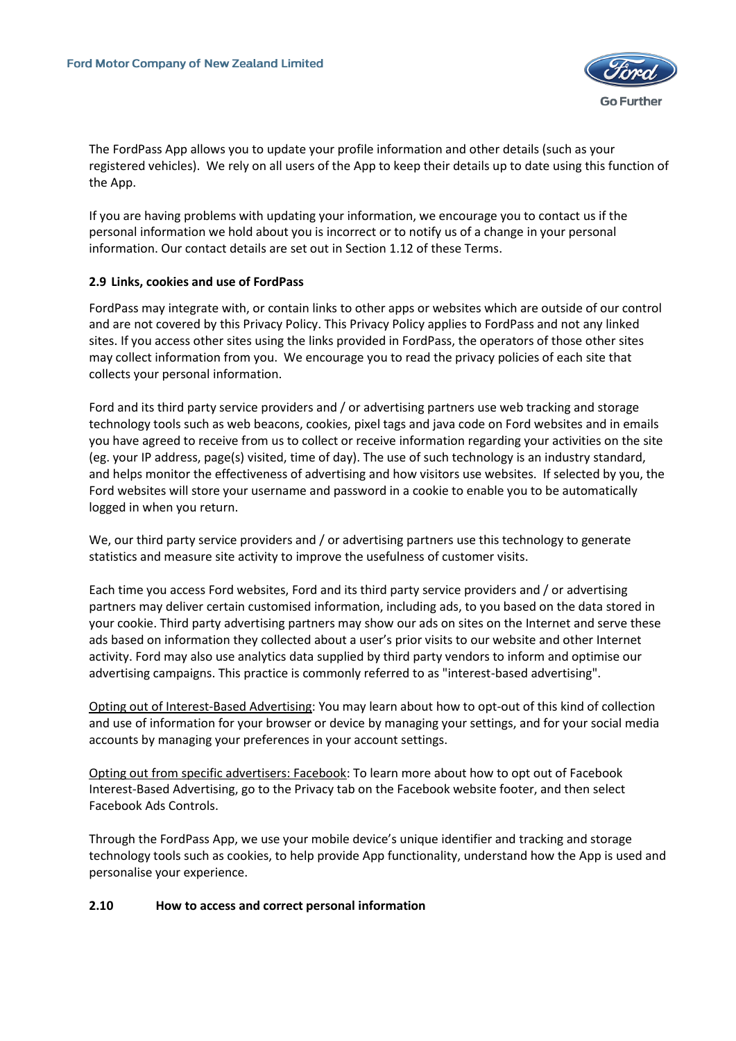The FordPass App allows you to update your profile information and other details (such as your registered vehicles). We rely on all users of the App to keep their details up to date using this function of the App.

If you are having problems with updating your information, we encourage you to contact us if the personal information we hold about you is incorrect or to notify us of a change in your personal information. Our contact details are set out in Section 1.12 of these Terms.

### 2.9 Links, cookies and use of FordPass

FordPass may integrate with, or contain links to other apps or websites which are outside of our control and are not covered by this Privacy Policy. This Privacy Policy applies to FordPass and not any linked sites. If you access other sites using the links provided in FordPass, the operators of those other sites may collect information from you. We encourage you to read the privacy policies of each site that collects your personal information.

Ford and its third party service providers and / or advertising partners use web tracking and storage technology tools such as web beacons, cookies, pixel tags and java code on Ford websites and in emails you have agreed to receive from us to collect or receive information regarding your activities on the site (eg. your IP address, page(s) visited, time of day). The use of such technology is an industry standard, and helps monitor the effectiveness of advertising and how visitors use websites. If selected by you, the Ford websites will store your username and password in a cookie to enable you to be automatically logged in when you return.

We, our third party service providers and / or advertising partners use this technology to generate statistics and measure site activity to improve the usefulness of customer visits.

Each time you access Ford websites, Ford and its third party service providers and / or advertising partners may deliver certain customised information, including ads, to you based on the data stored in your cookie. Third party advertising partners may show our ads on sites on the Internet and serve these ads based on information they collected about a user's prior visits to our website and other Internet activity. Ford may also use analytics data supplied by third party vendors to inform and optimise our advertising campaigns. This practice is commonly referred to as "interest-based advertising".

Opting out of Interest-Based Advertising: You may learn about how to opt-out of this kind of collection and use of information for your browser or device by managing your settings, and for your social media accounts by managing your preferences in your account settings.

Opting out from specific advertisers: Facebook: To learn more about how to opt out of Facebook Interest-Based Advertising, go to the Privacy tab on the Facebook website footer, and then select Facebook Ads Controls.

Through the FordPass App, we use your mobile device's unique identifier and tracking and storage technology tools such as cookies, to help provide App functionality, understand how the App is used and personalise your experience.

### 2.10 How to access and correct personal information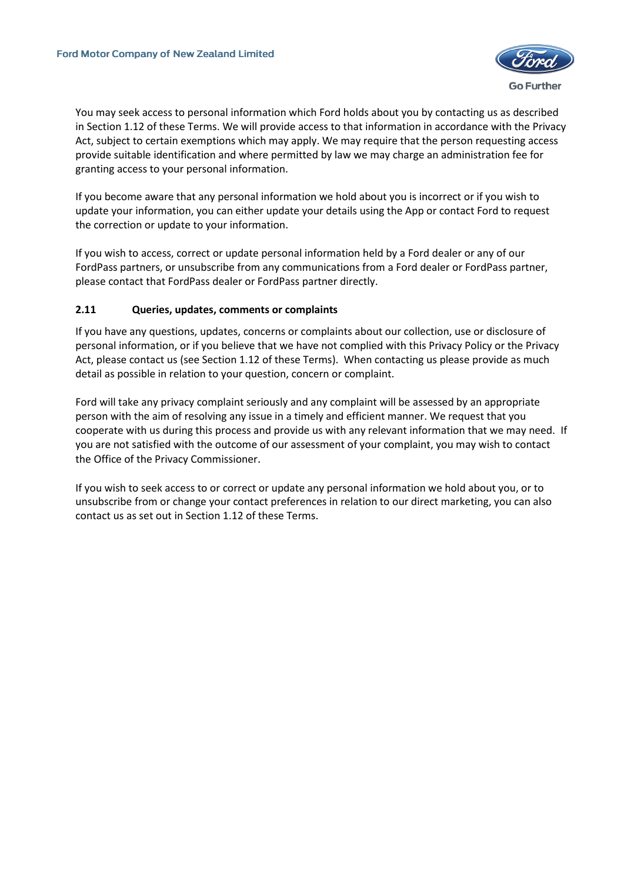You may seek access to personal information which Ford holds about you by contacting us as described in Section 1.12 of these Terms. We will provide access to that information in accordance with the Privacy Act, subject to certain exemptions which may apply. We may require that the person requesting access provide suitable identification and where permitted by law we may charge an administration fee for granting access to your personal information.

If you become aware that any personal information we hold about you is incorrect or if you wish to update your information, you can either update your details using the App or contact Ford to request the correction or update to your information.

If you wish to access, correct or update personal information held by a Ford dealer or any of our FordPass partners, or unsubscribe from any communications from a Ford dealer or FordPass partner, please contact that FordPass dealer or FordPass partner directly.

### 2.11 Queries, updates, comments or complaints

If you have any questions, updates, concerns or complaints about our collection, use or disclosure of personal information, or if you believe that we have not complied with this Privacy Policy or the Privacy Act, please contact us (see Section 1.12 of these Terms). When contacting us please provide as much detail as possible in relation to your question, concern or complaint.

Ford will take any privacy complaint seriously and any complaint will be assessed by an appropriate person with the aim of resolving any issue in a timely and efficient manner. We request that you cooperate with us during this process and provide us with any relevant information that we may need. If you are not satisfied with the outcome of our assessment of your complaint, you may wish to contact the Office of the Privacy Commissioner.

If you wish to seek access to or correct or update any personal information we hold about you, or to unsubscribe from or change your contact preferences in relation to our direct marketing, you can also contact us as set out in Section 1.12 of these Terms.